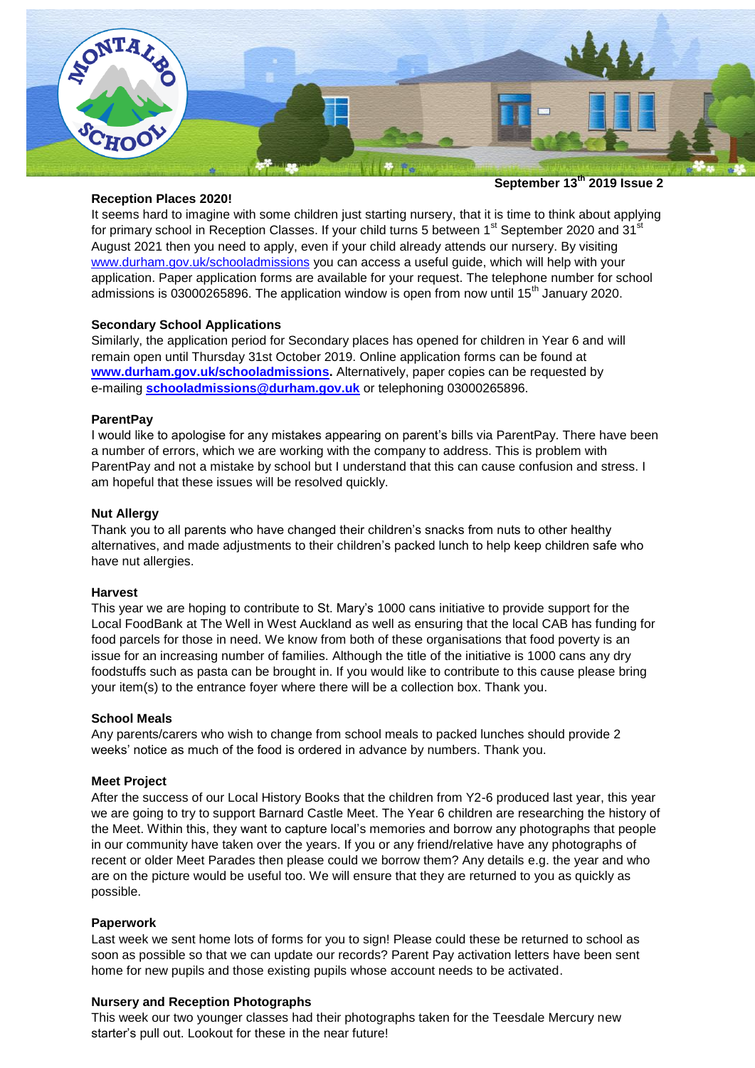MONTALBO SCHOOL

**September 13th 2019 Issue 2**

**Reception Places 2020!**

It seems hard to imagine with some children just starting nursery, that it is time to think about applying for primary school in Reception Classes. If your child turns 5 between 1st September 2020 and 31st August 2021 then you need to apply, even if your child already attends our nursery. By visiting www.durham.gov.uk/schooladmissions you can access a useful guide, which will help with your application. Paper application forms are available for your request. The telephone number for school admissions is 03000265896. The application window is open from now until 15th January 2020.

**Secondary School Applications**

Similarly, the application period for Secondary places has opened for children in Year 6 and will remain open until Thursday 31st October 2019. Online application forms can be found at **www.durham.gov.uk/schooladmissions.** Alternatively, paper copies can be requested by e-mailing **schooladmissions@durham.gov.uk** or telephoning 03000265896.

**ParentPay**

I would like to apologise for any mistakes appearing on parent's bills via ParentPay. There have been a number of errors, which we are working with the company to address. This is problem with ParentPay and not a mistake by school but I understand that this can cause confusion and stress. I am hopeful that these issues will be resolved quickly.

**Nut Allergy**

Thank you to all parents who have changed their children's snacks from nuts to other healthy alternatives, and made adjustments to their children's packed lunch to help keep children safe who have nut allergies.

**Harvest**

This year we are hoping to contribute to St. Mary's 1000 cans initiative to provide support for the Local FoodBank at The Well in West Auckland as well as ensuring that the local CAB has funding for food parcels for those in need. We know from both of these organisations that food poverty is an issue for an increasing number of families. Although the title of the initiative is 1000 cans any dry foodstuffs such as pasta can be brought in. If you would like to contribute to this cause please bring your item(s) to the entrance foyer where there will be a collection box. Thank you.

**School Meals**

Any parents/carers who wish to change from school meals to packed lunches should provide 2 weeks' notice as much of the food is ordered in advance by numbers. Thank you.

**Meet Project**

After the success of our Local History Books that the children from Y2-6 produced last year, this year we are going to try to support Barnard Castle Meet. The Year 6 children are researching the history of the Meet. Within this, they want to capture local's memories and borrow any photographs that people in our community have taken over the years. If you or any friend/relative have any photographs of recent or older Meet Parades then please could we borrow them? Any details e.g. the year and who are on the picture would be useful too. We will ensure that they are returned to you as quickly as possible.

**Paperwork**

Last week we sent home lots of forms for you to sign! Please could these be returned to school as soon as possible so that we can update our records? Parent Pay activation letters have been sent home for new pupils and those existing pupils whose account needs to be activated.

**Nursery and Reception Photographs**

This week our two younger classes had their photographs taken for the Teesdale Mercury new starter's pull out. Lookout for these in the near future!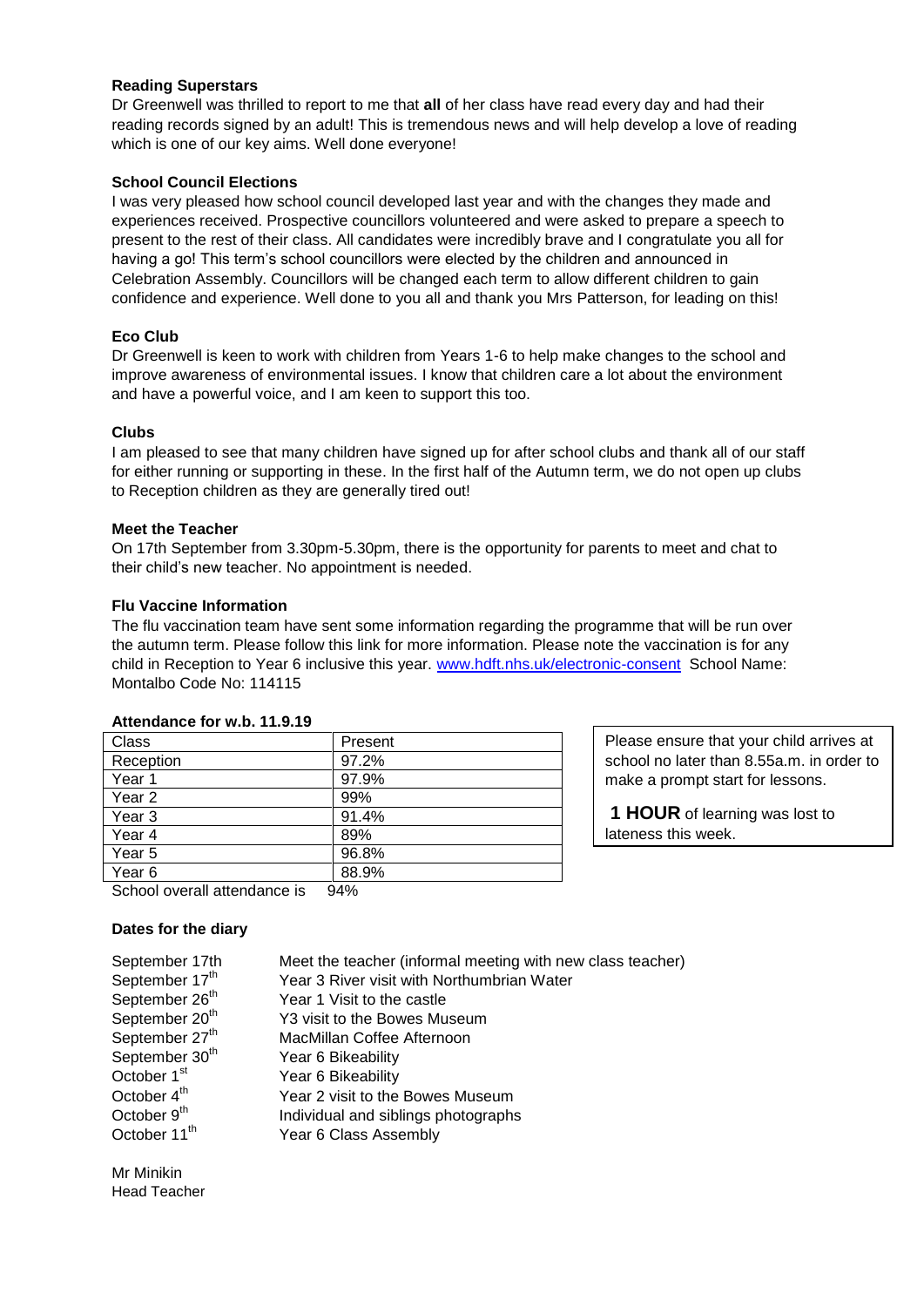**Reading Superstars**

Dr Greenwell was thrilled to report to me that **all** of her class have read every day and had their reading records signed by an adult! This is tremendous news and will help develop a love of reading which is one of our key aims. Well done everyone!

**School Council Elections**

I was very pleased how school council developed last year and with the changes they made and experiences received. Prospective councillors volunteered and were asked to prepare a speech to present to the rest of their class. All candidates were incredibly brave and I congratulate you all for having a go! This term's school councillors were elected by the children and announced in Celebration Assembly. Councillors will be changed each term to allow different children to gain confidence and experience. Well done to you all and thank you Mrs Patterson, for leading on this!

**Eco Club**

Dr Greenwell is keen to work with children from Years 1-6 to help make changes to the school and improve awareness of environmental issues. I know that children care a lot about the environment and have a powerful voice, and I am keen to support this too.

**Clubs**

I am pleased to see that many children have signed up for after school clubs and thank all of our staff for either running or supporting in these. In the first half of the Autumn term, we do not open up clubs to Reception children as they are generally tired out!

**Meet the Teacher**

On 17th September from 3.30pm-5.30pm, there is the opportunity for parents to meet and chat to their child's new teacher. No appointment is needed.

**Flu Vaccine Information**

The flu vaccination team have sent some information regarding the programme that will be run over the autumn term. Please follow this link for more information. Please note the vaccination is for any child in Reception to Year 6 inclusive this year. www.hdft.nhs.uk/electronic-consent School Name: Montalbo Code No: 114115

**Attendance for w.b. 11.9.19**

| Class | Present |
|---|---|
| Reception | 97.2% |
| Year 1 | 97.9% |
| Year 2 | 99% |
| Year 3 | 91.4% |
| Year 4 | 89% |
| Year 5 | 96.8% |
| Year 6 | 88.9% |

School overall attendance is 94%

Please ensure that your child arrives at school no later than 8.55a.m. in order to make a prompt start for lessons.

**1 HOUR** of learning was lost to lateness this week.

**Dates for the diary**

| | |
|---|---|
| September 17th | Meet the teacher (informal meeting with new class teacher) |
| September 17th | Year 3 River visit with Northumbrian Water |
| September 26th | Year 1 Visit to the castle |
| September 20th | Y3 visit to the Bowes Museum |
| September 27th | MacMillan Coffee Afternoon |
| September 30th | Year 6 Bikeability |
| October 1st | Year 6 Bikeability |
| October 4th | Year 2 visit to the Bowes Museum |
| October 9th | Individual and siblings photographs |
| October 11th | Year 6 Class Assembly |

Mr Minikin
Head Teacher